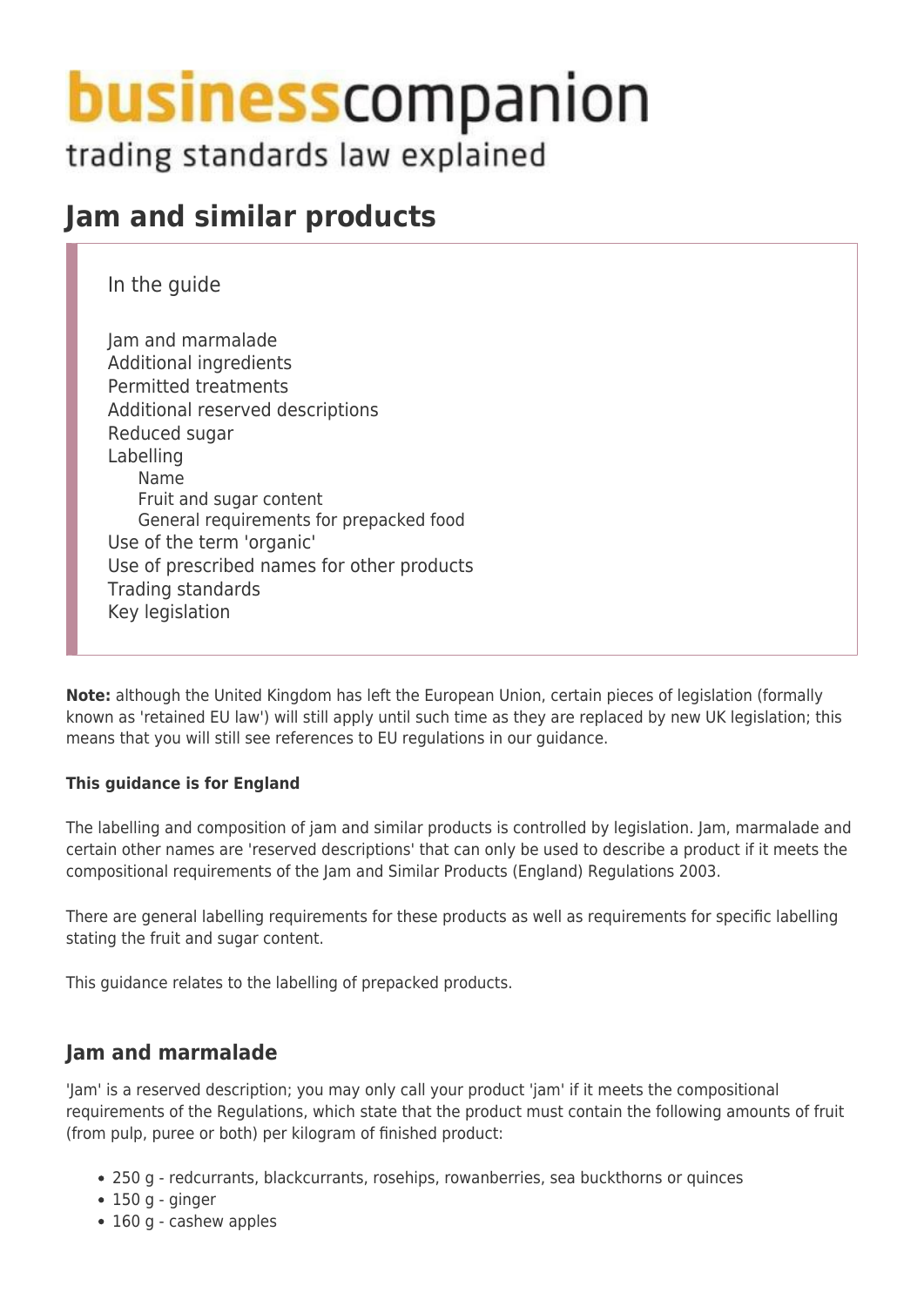# businesscompanion

trading standards law explained

# Jam and similar products

In the guide

- Jam and marmalade
- Additional ingredients
- Permitted treatments
- Additional reserved descriptions
- Reduced sugar
- Labelling
    - Name
    - Fruit and sugar content
    - General requirements for prepacked food
- Use of the term 'organic'
- Use of prescribed names for other products
- Trading standards
- Key legislation

**Note:** although the United Kingdom has left the European Union, certain pieces of legislation (formally known as 'retained EU law') will still apply until such time as they are replaced by new UK legislation; this means that you will still see references to EU regulations in our guidance.

**This guidance is for England**

The labelling and composition of jam and similar products is controlled by legislation. Jam, marmalade and certain other names are 'reserved descriptions' that can only be used to describe a product if it meets the compositional requirements of the Jam and Similar Products (England) Regulations 2003.

There are general labelling requirements for these products as well as requirements for specific labelling stating the fruit and sugar content.

This guidance relates to the labelling of prepacked products.

## Jam and marmalade

'Jam' is a reserved description; you may only call your product 'jam' if it meets the compositional requirements of the Regulations, which state that the product must contain the following amounts of fruit (from pulp, puree or both) per kilogram of finished product:

- 250 g - redcurrants, blackcurrants, rosehips, rowanberries, sea buckthorns or quinces
- 150 g - ginger
- 160 g - cashew apples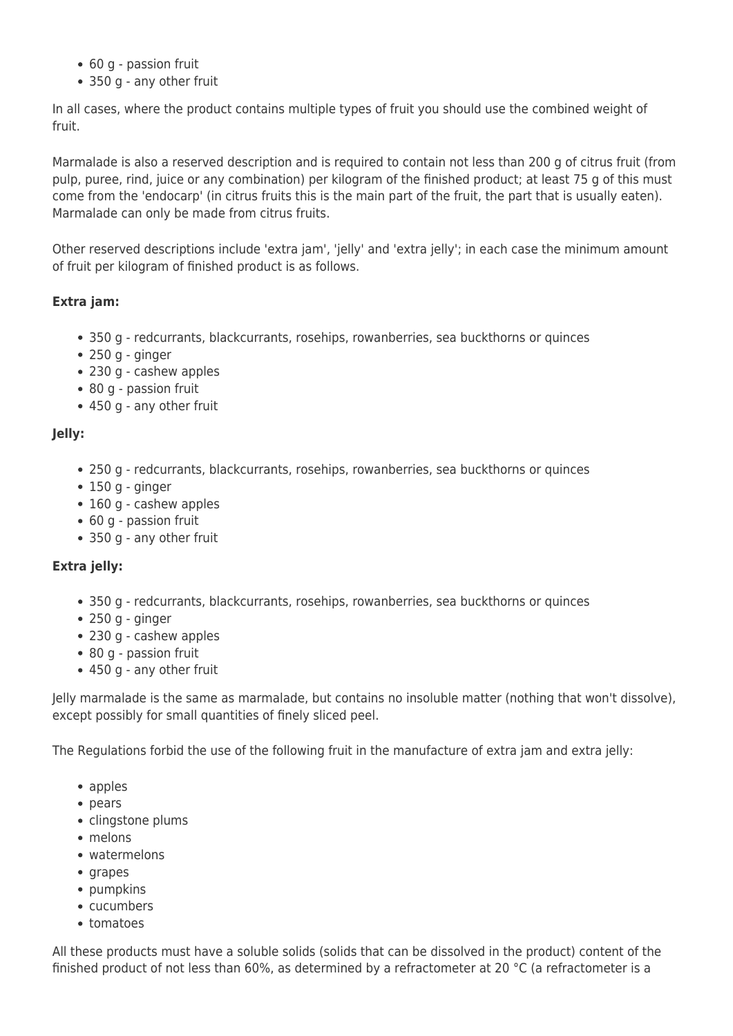- 60 g - passion fruit
- 350 g - any other fruit

In all cases, where the product contains multiple types of fruit you should use the combined weight of fruit.

Marmalade is also a reserved description and is required to contain not less than 200 g of citrus fruit (from pulp, puree, rind, juice or any combination) per kilogram of the finished product; at least 75 g of this must come from the 'endocarp' (in citrus fruits this is the main part of the fruit, the part that is usually eaten). Marmalade can only be made from citrus fruits.

Other reserved descriptions include 'extra jam', 'jelly' and 'extra jelly'; in each case the minimum amount of fruit per kilogram of finished product is as follows.

**Extra jam:**

- 350 g - redcurrants, blackcurrants, rosehips, rowanberries, sea buckthorns or quinces
- 250 g - ginger
- 230 g - cashew apples
- 80 g - passion fruit
- 450 g - any other fruit

**Jelly:**

- 250 g - redcurrants, blackcurrants, rosehips, rowanberries, sea buckthorns or quinces
- 150 g - ginger
- 160 g - cashew apples
- 60 g - passion fruit
- 350 g - any other fruit

**Extra jelly:**

- 350 g - redcurrants, blackcurrants, rosehips, rowanberries, sea buckthorns or quinces
- 250 g - ginger
- 230 g - cashew apples
- 80 g - passion fruit
- 450 g - any other fruit

Jelly marmalade is the same as marmalade, but contains no insoluble matter (nothing that won't dissolve), except possibly for small quantities of finely sliced peel.

The Regulations forbid the use of the following fruit in the manufacture of extra jam and extra jelly:

- apples
- pears
- clingstone plums
- melons
- watermelons
- grapes
- pumpkins
- cucumbers
- tomatoes

All these products must have a soluble solids (solids that can be dissolved in the product) content of the finished product of not less than 60%, as determined by a refractometer at 20 °C (a refractometer is a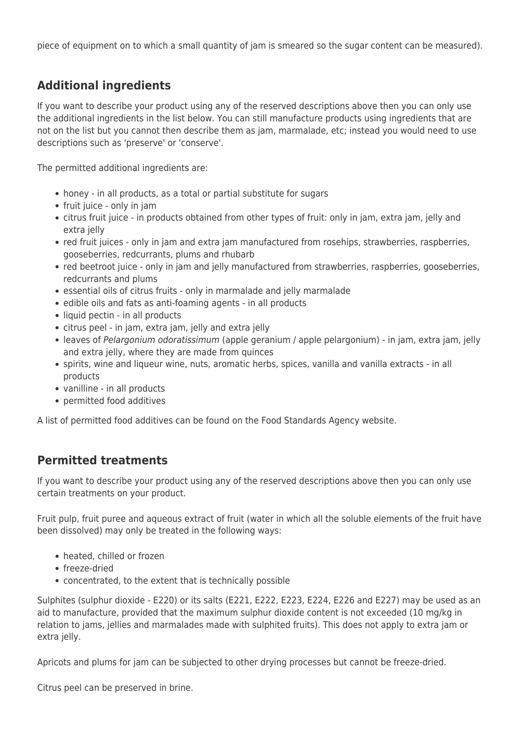piece of equipment on to which a small quantity of jam is smeared so the sugar content can be measured).

## Additional ingredients

If you want to describe your product using any of the reserved descriptions above then you can only use the additional ingredients in the list below. You can still manufacture products using ingredients that are not on the list but you cannot then describe them as jam, marmalade, etc; instead you would need to use descriptions such as 'preserve' or 'conserve'.

The permitted additional ingredients are:

- honey - in all products, as a total or partial substitute for sugars
- fruit juice - only in jam
- citrus fruit juice - in products obtained from other types of fruit: only in jam, extra jam, jelly and extra jelly
- red fruit juices - only in jam and extra jam manufactured from rosehips, strawberries, raspberries, gooseberries, redcurrants, plums and rhubarb
- red beetroot juice - only in jam and jelly manufactured from strawberries, raspberries, gooseberries, redcurrants and plums
- essential oils of citrus fruits - only in marmalade and jelly marmalade
- edible oils and fats as anti-foaming agents - in all products
- liquid pectin - in all products
- citrus peel - in jam, extra jam, jelly and extra jelly
- leaves of *Pelargonium odoratissimum* (apple geranium / apple pelargonium) - in jam, extra jam, jelly and extra jelly, where they are made from quinces
- spirits, wine and liqueur wine, nuts, aromatic herbs, spices, vanilla and vanilla extracts - in all products
- vanilline - in all products
- permitted food additives

A list of permitted food additives can be found on the Food Standards Agency website.

## Permitted treatments

If you want to describe your product using any of the reserved descriptions above then you can only use certain treatments on your product.

Fruit pulp, fruit puree and aqueous extract of fruit (water in which all the soluble elements of the fruit have been dissolved) may only be treated in the following ways:

- heated, chilled or frozen
- freeze-dried
- concentrated, to the extent that is technically possible

Sulphites (sulphur dioxide - E220) or its salts (E221, E222, E223, E224, E226 and E227) may be used as an aid to manufacture, provided that the maximum sulphur dioxide content is not exceeded (10 mg/kg in relation to jams, jellies and marmalades made with sulphited fruits). This does not apply to extra jam or extra jelly.

Apricots and plums for jam can be subjected to other drying processes but cannot be freeze-dried.

Citrus peel can be preserved in brine.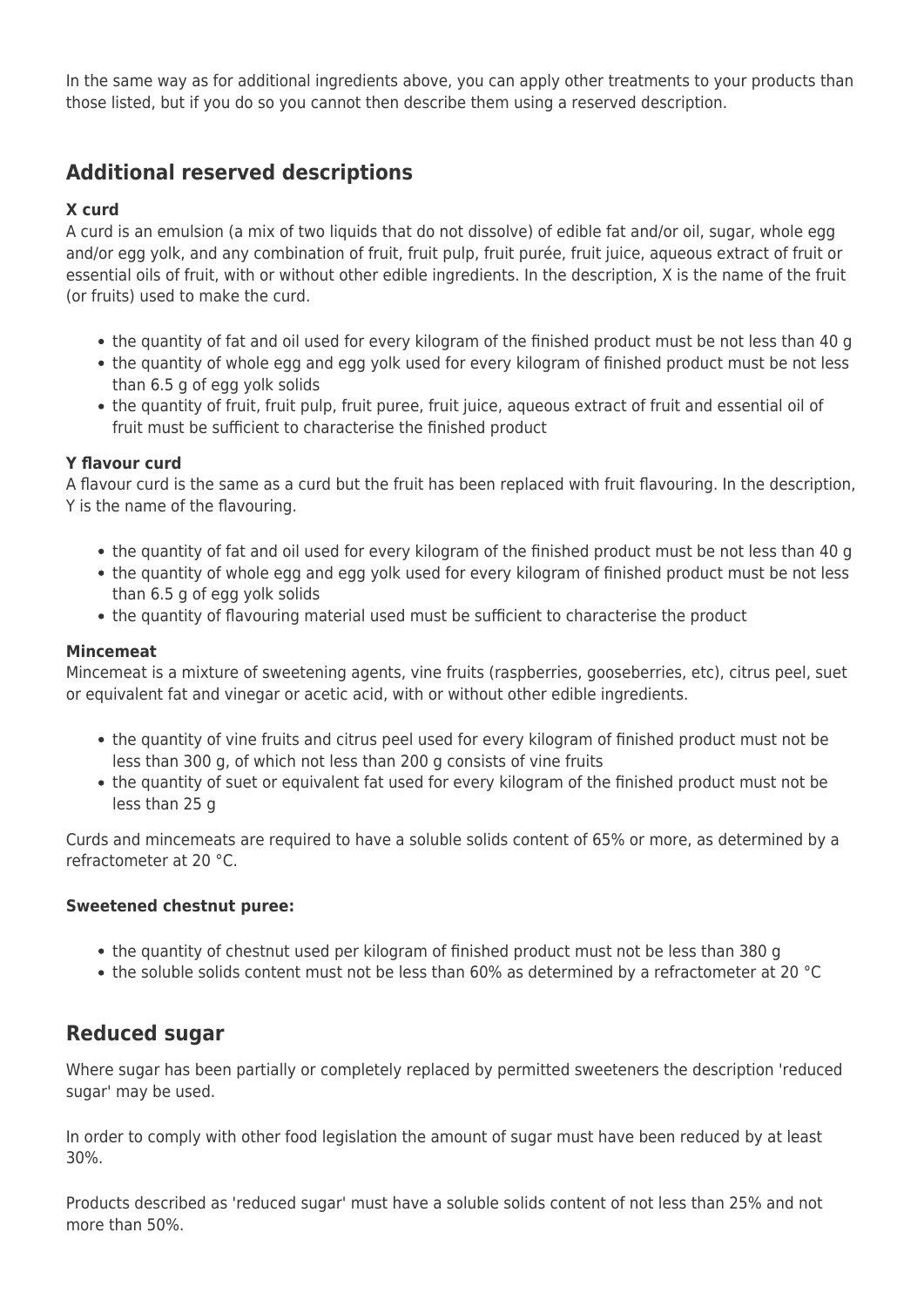In the same way as for additional ingredients above, you can apply other treatments to your products than those listed, but if you do so you cannot then describe them using a reserved description.

## Additional reserved descriptions

**X curd**

A curd is an emulsion (a mix of two liquids that do not dissolve) of edible fat and/or oil, sugar, whole egg and/or egg yolk, and any combination of fruit, fruit pulp, fruit purée, fruit juice, aqueous extract of fruit or essential oils of fruit, with or without other edible ingredients. In the description, X is the name of the fruit (or fruits) used to make the curd.

- the quantity of fat and oil used for every kilogram of the finished product must be not less than 40 g
- the quantity of whole egg and egg yolk used for every kilogram of finished product must be not less than 6.5 g of egg yolk solids
- the quantity of fruit, fruit pulp, fruit puree, fruit juice, aqueous extract of fruit and essential oil of fruit must be sufficient to characterise the finished product

**Y flavour curd**

A flavour curd is the same as a curd but the fruit has been replaced with fruit flavouring. In the description, Y is the name of the flavouring.

- the quantity of fat and oil used for every kilogram of the finished product must be not less than 40 g
- the quantity of whole egg and egg yolk used for every kilogram of finished product must be not less than 6.5 g of egg yolk solids
- the quantity of flavouring material used must be sufficient to characterise the product

**Mincemeat**

Mincemeat is a mixture of sweetening agents, vine fruits (raspberries, gooseberries, etc), citrus peel, suet or equivalent fat and vinegar or acetic acid, with or without other edible ingredients.

- the quantity of vine fruits and citrus peel used for every kilogram of finished product must not be less than 300 g, of which not less than 200 g consists of vine fruits
- the quantity of suet or equivalent fat used for every kilogram of the finished product must not be less than 25 g

Curds and mincemeats are required to have a soluble solids content of 65% or more, as determined by a refractometer at 20 °C.

**Sweetened chestnut puree:**

- the quantity of chestnut used per kilogram of finished product must not be less than 380 g
- the soluble solids content must not be less than 60% as determined by a refractometer at 20 °C

## Reduced sugar

Where sugar has been partially or completely replaced by permitted sweeteners the description 'reduced sugar' may be used.

In order to comply with other food legislation the amount of sugar must have been reduced by at least 30%.

Products described as 'reduced sugar' must have a soluble solids content of not less than 25% and not more than 50%.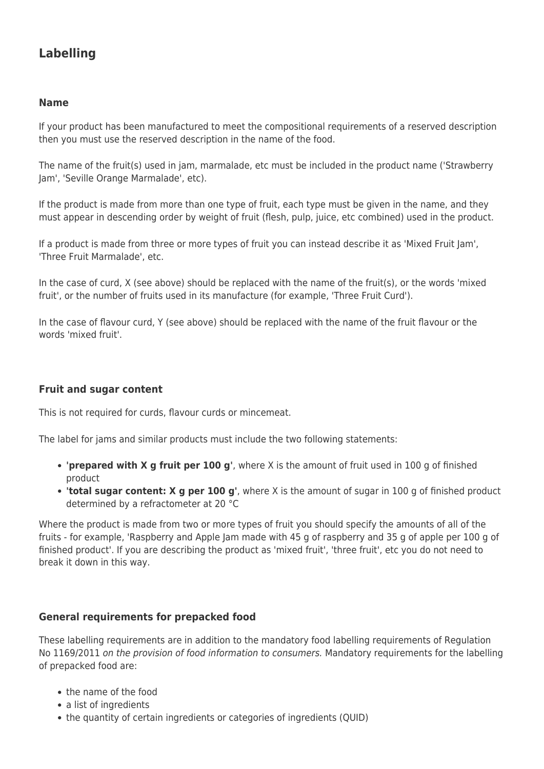## Labelling

### Name

If your product has been manufactured to meet the compositional requirements of a reserved description then you must use the reserved description in the name of the food.

The name of the fruit(s) used in jam, marmalade, etc must be included in the product name ('Strawberry Jam', 'Seville Orange Marmalade', etc).

If the product is made from more than one type of fruit, each type must be given in the name, and they must appear in descending order by weight of fruit (flesh, pulp, juice, etc combined) used in the product.

If a product is made from three or more types of fruit you can instead describe it as 'Mixed Fruit Jam', 'Three Fruit Marmalade', etc.

In the case of curd, X (see above) should be replaced with the name of the fruit(s), or the words 'mixed fruit', or the number of fruits used in its manufacture (for example, 'Three Fruit Curd').

In the case of flavour curd, Y (see above) should be replaced with the name of the fruit flavour or the words 'mixed fruit'.

### Fruit and sugar content

This is not required for curds, flavour curds or mincemeat.

The label for jams and similar products must include the two following statements:

- **'prepared with X g fruit per 100 g'**, where X is the amount of fruit used in 100 g of finished product
- **'total sugar content: X g per 100 g'**, where X is the amount of sugar in 100 g of finished product determined by a refractometer at 20 °C

Where the product is made from two or more types of fruit you should specify the amounts of all of the fruits - for example, 'Raspberry and Apple Jam made with 45 g of raspberry and 35 g of apple per 100 g of finished product'. If you are describing the product as 'mixed fruit', 'three fruit', etc you do not need to break it down in this way.

### General requirements for prepacked food

These labelling requirements are in addition to the mandatory food labelling requirements of Regulation No 1169/2011 *on the provision of food information to consumers.* Mandatory requirements for the labelling of prepacked food are:

- the name of the food
- a list of ingredients
- the quantity of certain ingredients or categories of ingredients (QUID)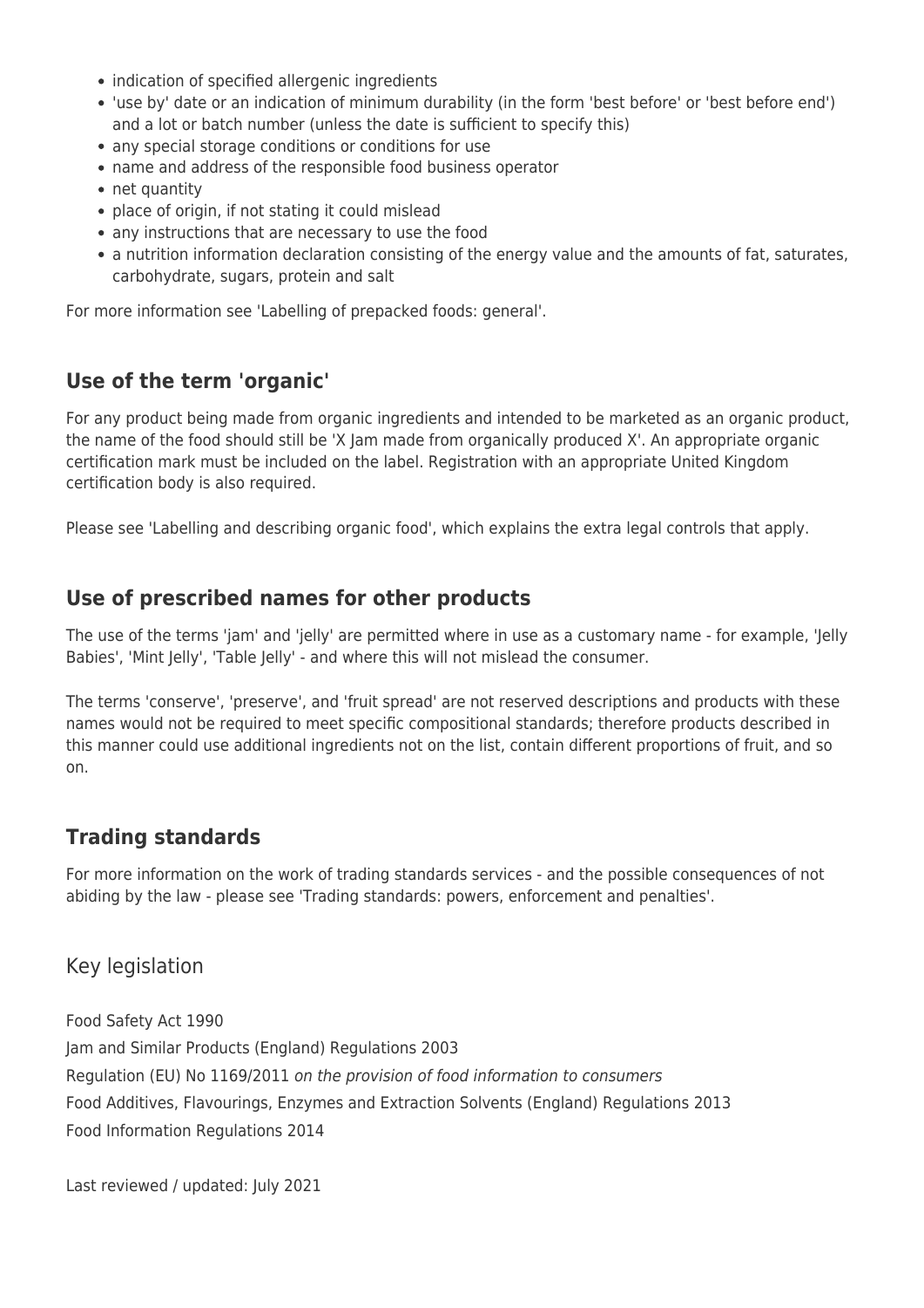- indication of specified allergenic ingredients
- 'use by' date or an indication of minimum durability (in the form 'best before' or 'best before end') and a lot or batch number (unless the date is sufficient to specify this)
- any special storage conditions or conditions for use
- name and address of the responsible food business operator
- net quantity
- place of origin, if not stating it could mislead
- any instructions that are necessary to use the food
- a nutrition information declaration consisting of the energy value and the amounts of fat, saturates, carbohydrate, sugars, protein and salt

For more information see 'Labelling of prepacked foods: general'.

## Use of the term 'organic'

For any product being made from organic ingredients and intended to be marketed as an organic product, the name of the food should still be 'X Jam made from organically produced X'. An appropriate organic certification mark must be included on the label. Registration with an appropriate United Kingdom certification body is also required.

Please see 'Labelling and describing organic food', which explains the extra legal controls that apply.

## Use of prescribed names for other products

The use of the terms 'jam' and 'jelly' are permitted where in use as a customary name - for example, 'Jelly Babies', 'Mint Jelly', 'Table Jelly' - and where this will not mislead the consumer.

The terms 'conserve', 'preserve', and 'fruit spread' are not reserved descriptions and products with these names would not be required to meet specific compositional standards; therefore products described in this manner could use additional ingredients not on the list, contain different proportions of fruit, and so on.

## Trading standards

For more information on the work of trading standards services - and the possible consequences of not abiding by the law - please see 'Trading standards: powers, enforcement and penalties'.

## Key legislation

Food Safety Act 1990
Jam and Similar Products (England) Regulations 2003
Regulation (EU) No 1169/2011 *on the provision of food information to consumers*
Food Additives, Flavourings, Enzymes and Extraction Solvents (England) Regulations 2013
Food Information Regulations 2014

Last reviewed / updated: July 2021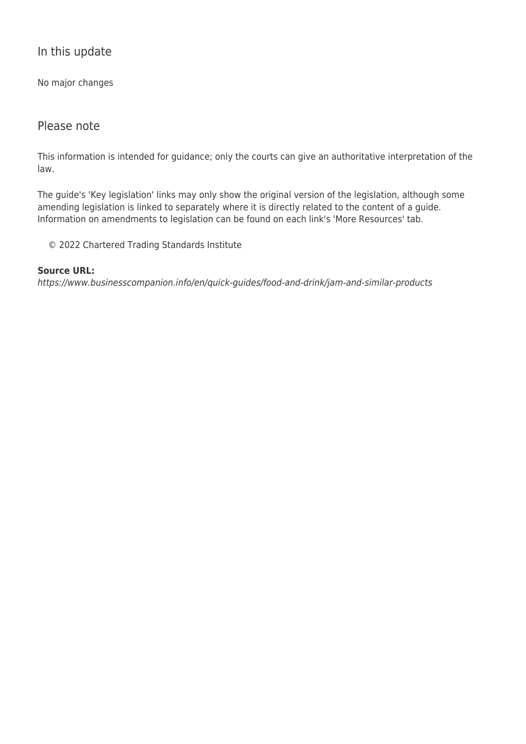## In this update

No major changes

## Please note

This information is intended for guidance; only the courts can give an authoritative interpretation of the law.

The guide's 'Key legislation' links may only show the original version of the legislation, although some amending legislation is linked to separately where it is directly related to the content of a guide. Information on amendments to legislation can be found on each link's 'More Resources' tab.

© 2022 Chartered Trading Standards Institute

**Source URL:**
*https://www.businesscompanion.info/en/quick-guides/food-and-drink/jam-and-similar-products*